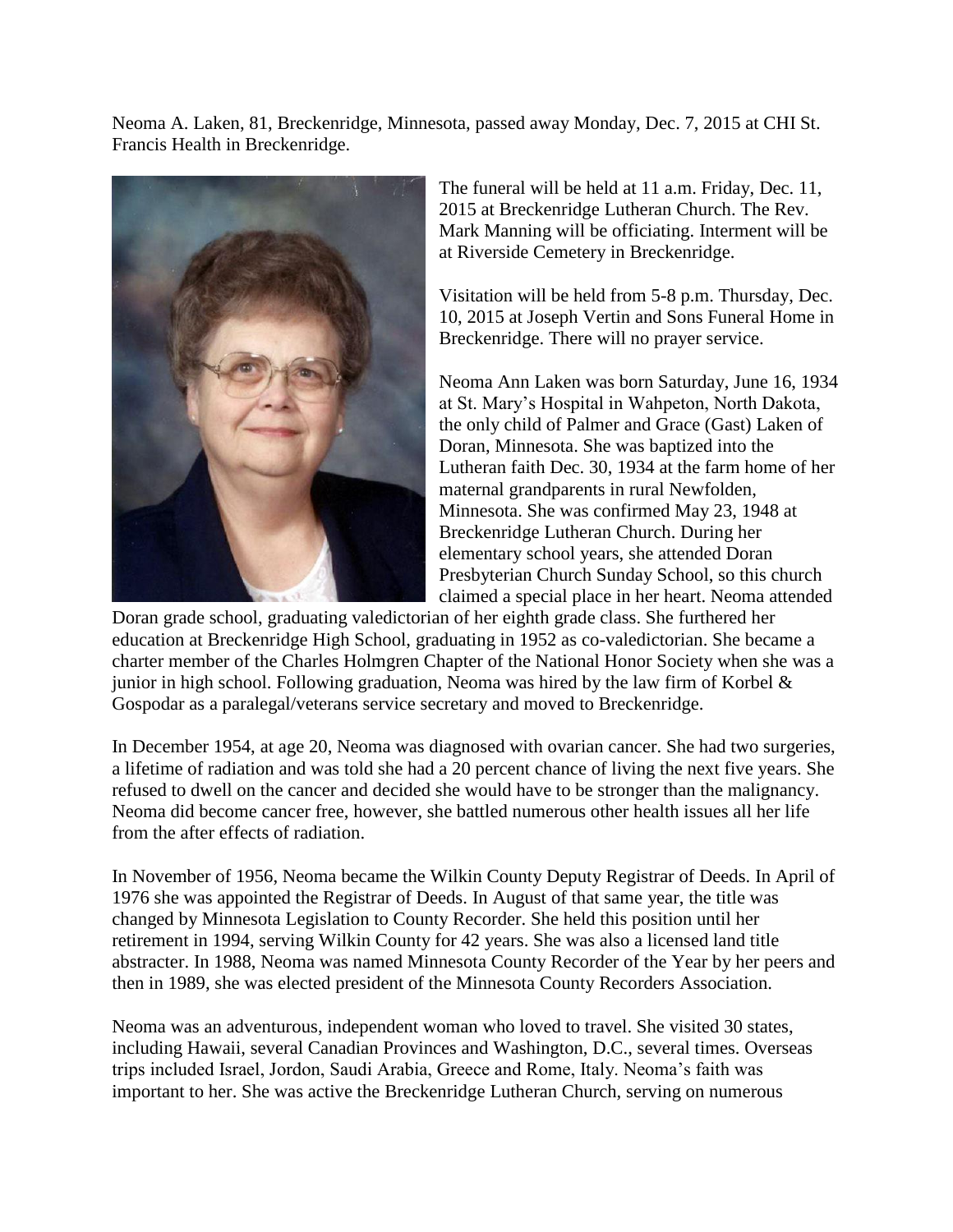Neoma A. Laken, 81, Breckenridge, Minnesota, passed away Monday, Dec. 7, 2015 at CHI St. Francis Health in Breckenridge.

The funeral will be held at 11 a.m. Friday, Dec. 11, 2015 at Breckenridge Lutheran Church. The Rev. Mark Manning will be officiating. Interment will be at Riverside Cemetery in Breckenridge.

Visitation will be held from 5-8 p.m. Thursday, Dec. 10, 2015 at Joseph Vertin and Sons Funeral Home in Breckenridge. There will no prayer service.

Neoma Ann Laken was born Saturday, June 16, 1934 at St. Mary's Hospital in Wahpeton, North Dakota, the only child of Palmer and Grace (Gast) Laken of Doran, Minnesota. She was baptized into the Lutheran faith Dec. 30, 1934 at the farm home of her maternal grandparents in rural Newfolden, Minnesota. She was confirmed May 23, 1948 at Breckenridge Lutheran Church. During her elementary school years, she attended Doran Presbyterian Church Sunday School, so this church claimed a special place in her heart. Neoma attended Doran grade school, graduating valedictorian of her eighth grade class. She furthered her education at Breckenridge High School, graduating in 1952 as co-valedictorian. She became a charter member of the Charles Holmgren Chapter of the National Honor Society when she was a junior in high school. Following graduation, Neoma was hired by the law firm of Korbel & Gospodar as a paralegal/veterans service secretary and moved to Breckenridge.

In December 1954, at age 20, Neoma was diagnosed with ovarian cancer. She had two surgeries, a lifetime of radiation and was told she had a 20 percent chance of living the next five years. She refused to dwell on the cancer and decided she would have to be stronger than the malignancy. Neoma did become cancer free, however, she battled numerous other health issues all her life from the after effects of radiation.

In November of 1956, Neoma became the Wilkin County Deputy Registrar of Deeds. In April of 1976 she was appointed the Registrar of Deeds. In August of that same year, the title was changed by Minnesota Legislation to County Recorder. She held this position until her retirement in 1994, serving Wilkin County for 42 years. She was also a licensed land title abstracter. In 1988, Neoma was named Minnesota County Recorder of the Year by her peers and then in 1989, she was elected president of the Minnesota County Recorders Association.

Neoma was an adventurous, independent woman who loved to travel. She visited 30 states, including Hawaii, several Canadian Provinces and Washington, D.C., several times. Overseas trips included Israel, Jordon, Saudi Arabia, Greece and Rome, Italy. Neoma's faith was important to her. She was active the Breckenridge Lutheran Church, serving on numerous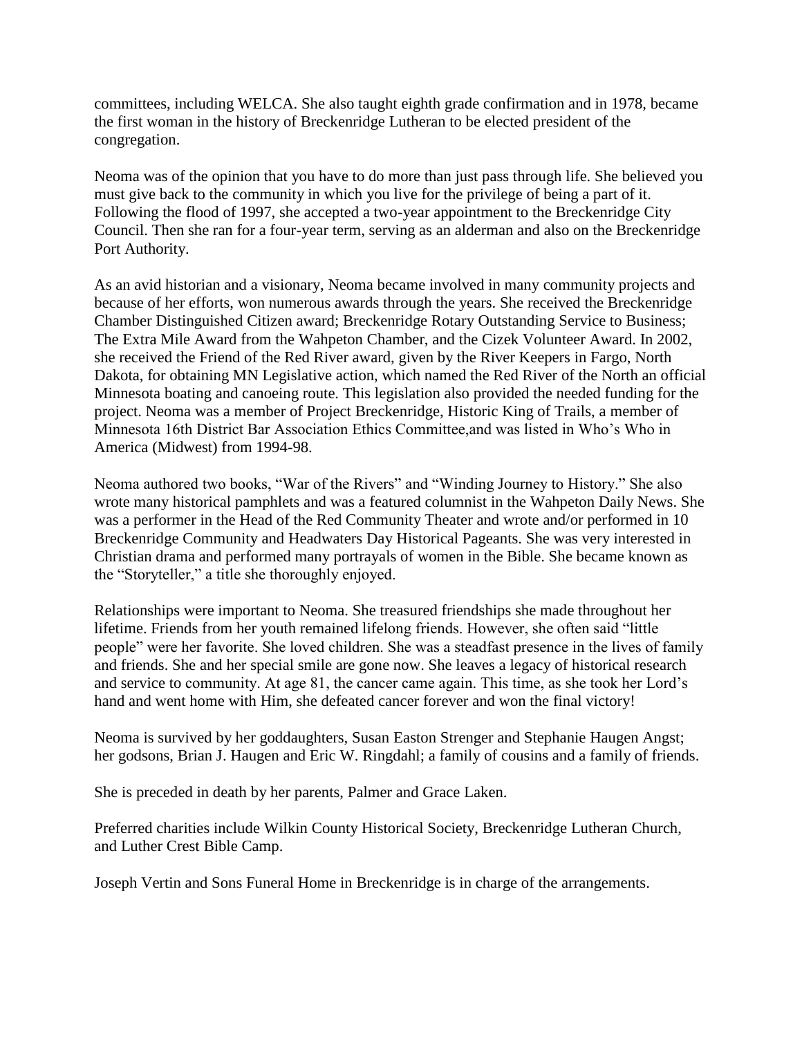committees, including WELCA. She also taught eighth grade confirmation and in 1978, became the first woman in the history of Breckenridge Lutheran to be elected president of the congregation.

Neoma was of the opinion that you have to do more than just pass through life. She believed you must give back to the community in which you live for the privilege of being a part of it. Following the flood of 1997, she accepted a two-year appointment to the Breckenridge City Council. Then she ran for a four-year term, serving as an alderman and also on the Breckenridge Port Authority.

As an avid historian and a visionary, Neoma became involved in many community projects and because of her efforts, won numerous awards through the years. She received the Breckenridge Chamber Distinguished Citizen award; Breckenridge Rotary Outstanding Service to Business; The Extra Mile Award from the Wahpeton Chamber, and the Cizek Volunteer Award. In 2002, she received the Friend of the Red River award, given by the River Keepers in Fargo, North Dakota, for obtaining MN Legislative action, which named the Red River of the North an official Minnesota boating and canoeing route. This legislation also provided the needed funding for the project. Neoma was a member of Project Breckenridge, Historic King of Trails, a member of Minnesota 16th District Bar Association Ethics Committee,and was listed in Who's Who in America (Midwest) from 1994-98.

Neoma authored two books, "War of the Rivers" and "Winding Journey to History." She also wrote many historical pamphlets and was a featured columnist in the Wahpeton Daily News. She was a performer in the Head of the Red Community Theater and wrote and/or performed in 10 Breckenridge Community and Headwaters Day Historical Pageants. She was very interested in Christian drama and performed many portrayals of women in the Bible. She became known as the "Storyteller," a title she thoroughly enjoyed.

Relationships were important to Neoma. She treasured friendships she made throughout her lifetime. Friends from her youth remained lifelong friends. However, she often said "little people" were her favorite. She loved children. She was a steadfast presence in the lives of family and friends. She and her special smile are gone now. She leaves a legacy of historical research and service to community. At age 81, the cancer came again. This time, as she took her Lord's hand and went home with Him, she defeated cancer forever and won the final victory!

Neoma is survived by her goddaughters, Susan Easton Strenger and Stephanie Haugen Angst; her godsons, Brian J. Haugen and Eric W. Ringdahl; a family of cousins and a family of friends.

She is preceded in death by her parents, Palmer and Grace Laken.

Preferred charities include Wilkin County Historical Society, Breckenridge Lutheran Church, and Luther Crest Bible Camp.

Joseph Vertin and Sons Funeral Home in Breckenridge is in charge of the arrangements.